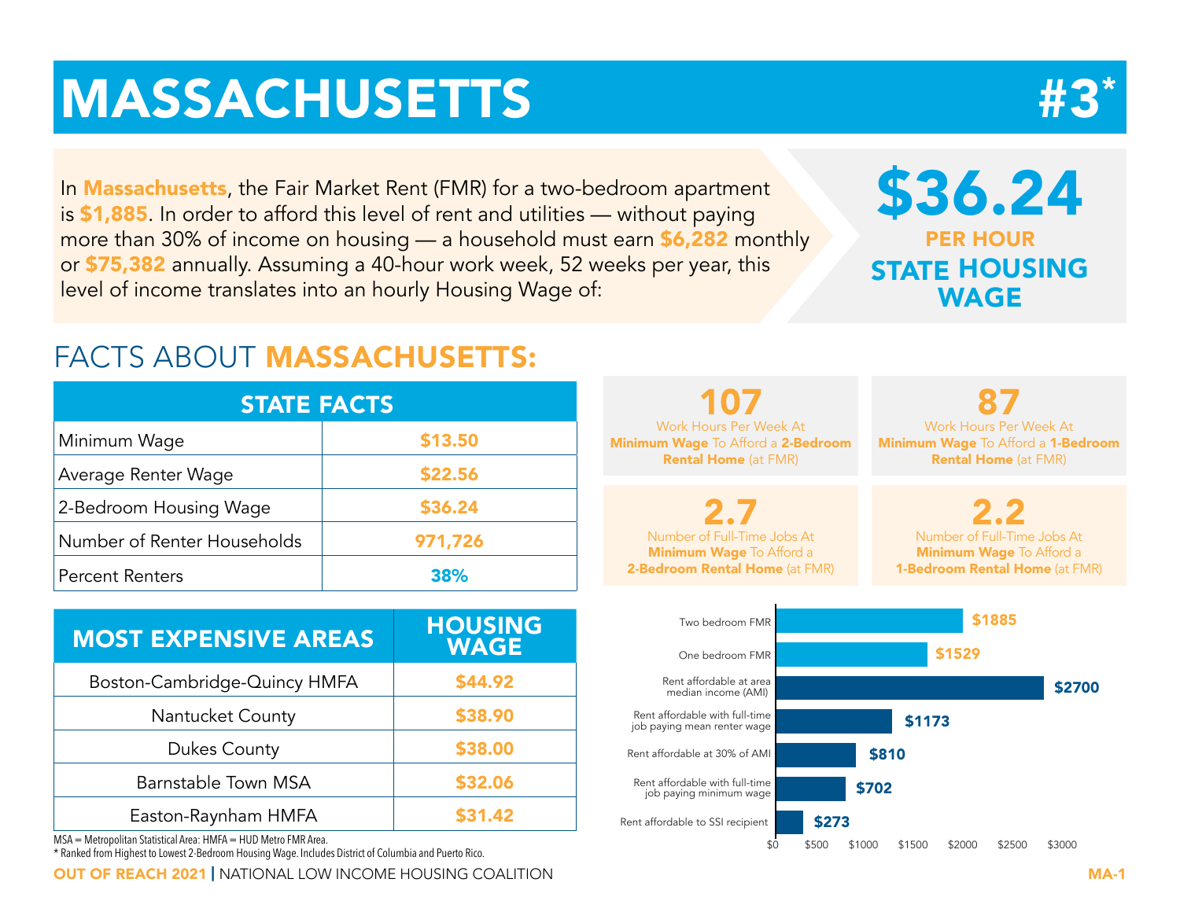# MASSACHUSETTS

## #3*

In **Massachusetts**, the Fair Market Rent (FMR) for a two-bedroom apartment is **$1,885**. In order to afford this level of rent and utilities — without paying more than 30% of income on housing — a household must earn **$6,282** monthly or **$75,382** annually. Assuming a 40-hour work week, 52 weeks per year, this level of income translates into an hourly Housing Wage of:

**$36.24**
**PER HOUR**
**STATE HOUSING WAGE**

## FACTS ABOUT MASSACHUSETTS:

| STATE FACTS | |
|---|---|
| Minimum Wage | $13.50 |
| Average Renter Wage | $22.56 |
| 2-Bedroom Housing Wage | $36.24 |
| Number of Renter Households | 971,726 |
| Percent Renters | 38% |

| MOST EXPENSIVE AREAS | HOUSING WAGE |
|---|---|
| Boston-Cambridge-Quincy HMFA | $44.92 |
| Nantucket County | $38.90 |
| Dukes County | $38.00 |
| Barnstable Town MSA | $32.06 |
| Easton-Raynham HMFA | $31.42 |

MSA = Metropolitan Statistical Area: HMFA = HUD Metro FMR Area.

\* Ranked from Highest to Lowest 2-Bedroom Housing Wage. Includes District of Columbia and Puerto Rico.

**107** Work Hours Per Week At **Minimum Wage** To Afford a **2-Bedroom Rental Home** (at FMR)

**87** Work Hours Per Week At **Minimum Wage** To Afford a **1-Bedroom Rental Home** (at FMR)

**2.7** Number of Full-Time Jobs At **Minimum Wage** To Afford a **2-Bedroom Rental Home** (at FMR)

**2.2** Number of Full-Time Jobs At **Minimum Wage** To Afford a **1-Bedroom Rental Home** (at FMR)

| Category | Amount |
|---|---|
| Two bedroom FMR | $1885 |
| One bedroom FMR | $1529 |
| Rent affordable at area median income (AMI) | $2700 |
| Rent affordable with full-time job paying mean renter wage | $1173 |
| Rent affordable at 30% of AMI | $810 |
| Rent affordable with full-time job paying minimum wage | $702 |
| Rent affordable to SSI recipient | $273 |

OUT OF REACH 2021 | NATIONAL LOW INCOME HOUSING COALITION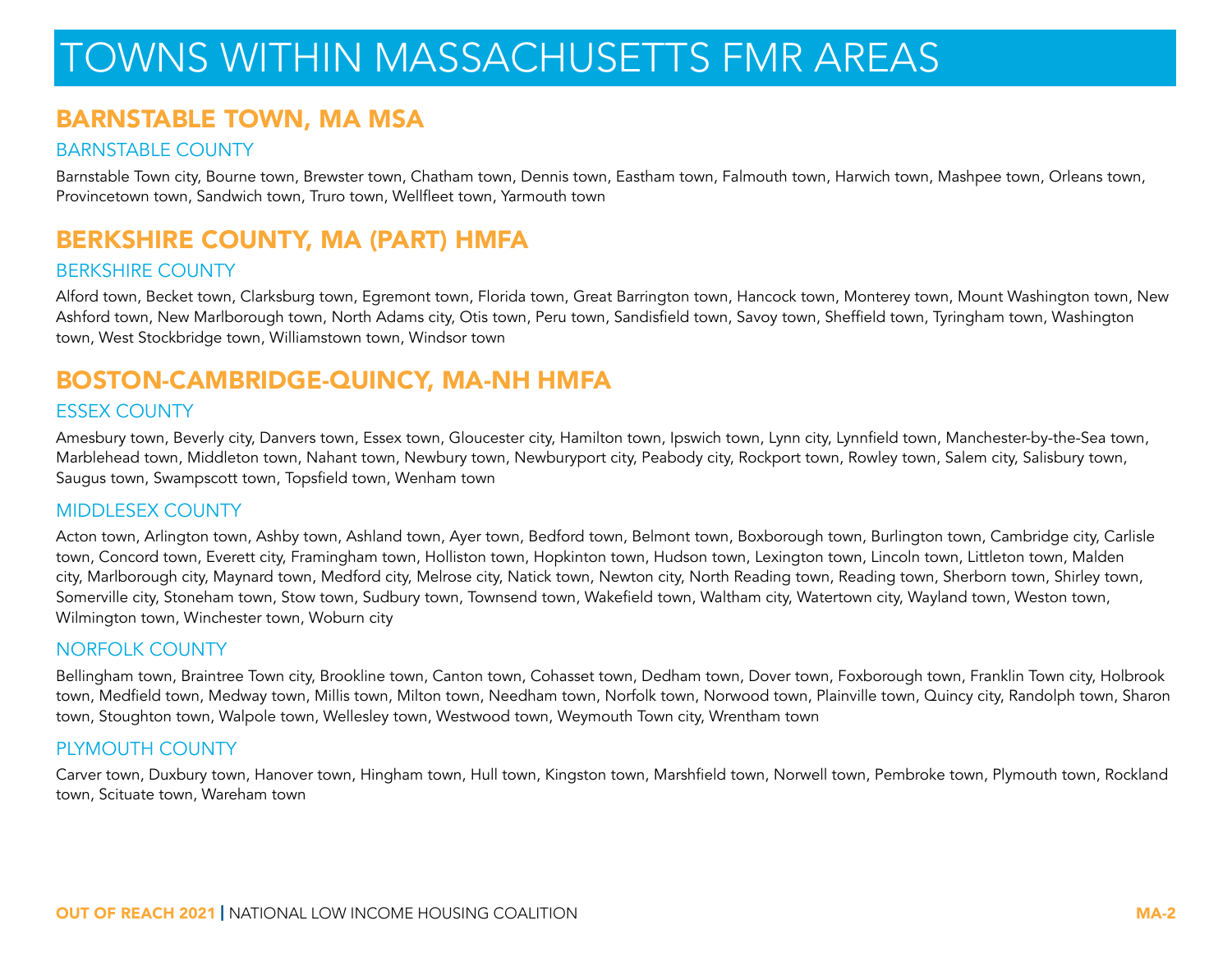# TOWNS WITHIN MASSACHUSETTS FMR AREAS

## BARNSTABLE TOWN, MA MSA

### BARNSTABLE COUNTY

Barnstable Town city, Bourne town, Brewster town, Chatham town, Dennis town, Eastham town, Falmouth town, Harwich town, Mashpee town, Orleans town, Provincetown town, Sandwich town, Truro town, Wellfleet town, Yarmouth town

## BERKSHIRE COUNTY, MA (PART) HMFA

### BERKSHIRE COUNTY

Alford town, Becket town, Clarksburg town, Egremont town, Florida town, Great Barrington town, Hancock town, Monterey town, Mount Washington town, New Ashford town, New Marlborough town, North Adams city, Otis town, Peru town, Sandisfield town, Savoy town, Sheffield town, Tyringham town, Washington town, West Stockbridge town, Williamstown town, Windsor town

## BOSTON-CAMBRIDGE-QUINCY, MA-NH HMFA

### ESSEX COUNTY

Amesbury town, Beverly city, Danvers town, Essex town, Gloucester city, Hamilton town, Ipswich town, Lynn city, Lynnfield town, Manchester-by-the-Sea town, Marblehead town, Middleton town, Nahant town, Newbury town, Newburyport city, Peabody city, Rockport town, Rowley town, Salem city, Salisbury town, Saugus town, Swampscott town, Topsfield town, Wenham town

### MIDDLESEX COUNTY

Acton town, Arlington town, Ashby town, Ashland town, Ayer town, Bedford town, Belmont town, Boxborough town, Burlington town, Cambridge city, Carlisle town, Concord town, Everett city, Framingham town, Holliston town, Hopkinton town, Hudson town, Lexington town, Lincoln town, Littleton town, Malden city, Marlborough city, Maynard town, Medford city, Melrose city, Natick town, Newton city, North Reading town, Reading town, Sherborn town, Shirley town, Somerville city, Stoneham town, Stow town, Sudbury town, Townsend town, Wakefield town, Waltham city, Watertown city, Wayland town, Weston town, Wilmington town, Winchester town, Woburn city

### NORFOLK COUNTY

Bellingham town, Braintree Town city, Brookline town, Canton town, Cohasset town, Dedham town, Dover town, Foxborough town, Franklin Town city, Holbrook town, Medfield town, Medway town, Millis town, Milton town, Needham town, Norfolk town, Norwood town, Plainville town, Quincy city, Randolph town, Sharon town, Stoughton town, Walpole town, Wellesley town, Westwood town, Weymouth Town city, Wrentham town

### PLYMOUTH COUNTY

Carver town, Duxbury town, Hanover town, Hingham town, Hull town, Kingston town, Marshfield town, Norwell town, Pembroke town, Plymouth town, Rockland town, Scituate town, Wareham town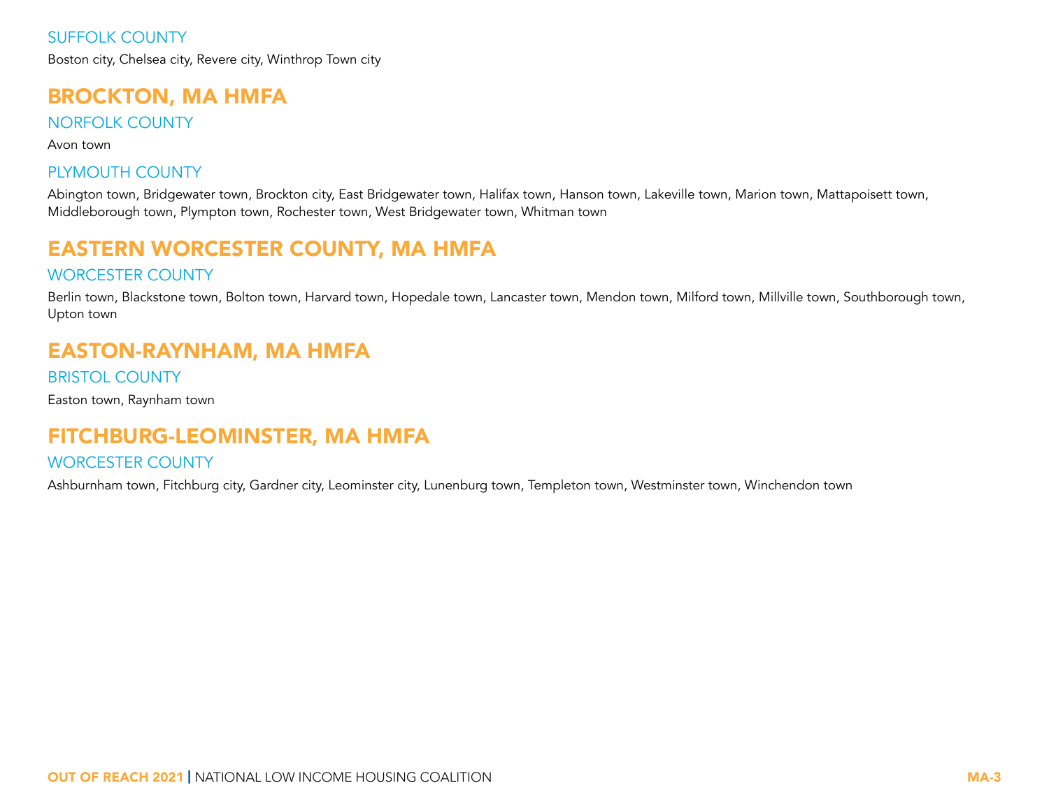### SUFFOLK COUNTY

Boston city, Chelsea city, Revere city, Winthrop Town city

## BROCKTON, MA HMFA

### NORFOLK COUNTY

Avon town

### PLYMOUTH COUNTY

Abington town, Bridgewater town, Brockton city, East Bridgewater town, Halifax town, Hanson town, Lakeville town, Marion town, Mattapoisett town, Middleborough town, Plympton town, Rochester town, West Bridgewater town, Whitman town

## EASTERN WORCESTER COUNTY, MA HMFA

### WORCESTER COUNTY

Berlin town, Blackstone town, Bolton town, Harvard town, Hopedale town, Lancaster town, Mendon town, Milford town, Millville town, Southborough town, Upton town

## EASTON-RAYNHAM, MA HMFA

### BRISTOL COUNTY

Easton town, Raynham town

## FITCHBURG-LEOMINSTER, MA HMFA

### WORCESTER COUNTY

Ashburnham town, Fitchburg city, Gardner city, Leominster city, Lunenburg town, Templeton town, Westminster town, Winchendon town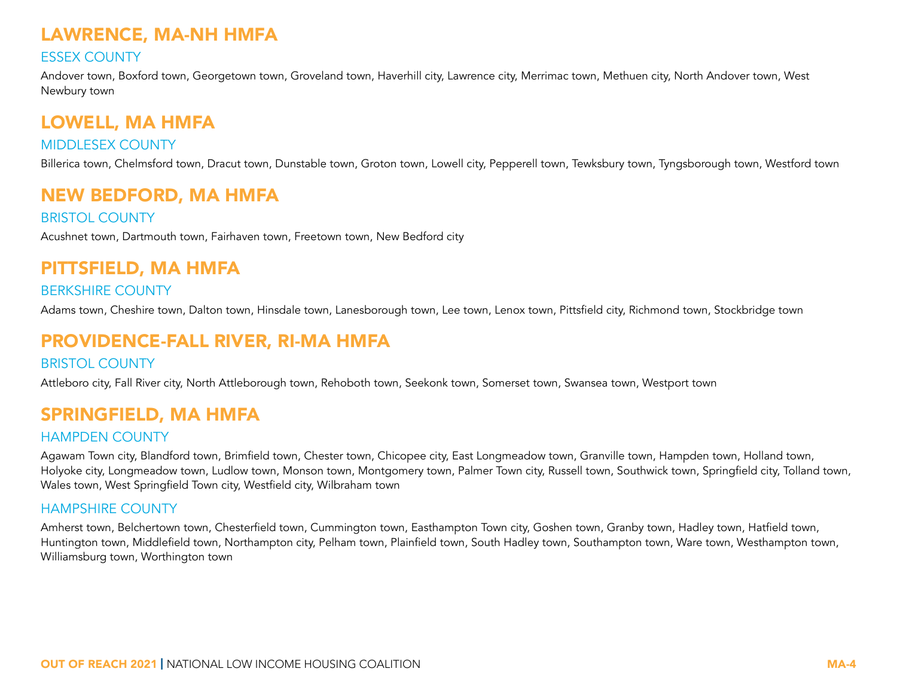## LAWRENCE, MA-NH HMFA

### ESSEX COUNTY

Andover town, Boxford town, Georgetown town, Groveland town, Haverhill city, Lawrence city, Merrimac town, Methuen city, North Andover town, West Newbury town

## LOWELL, MA HMFA

### MIDDLESEX COUNTY

Billerica town, Chelmsford town, Dracut town, Dunstable town, Groton town, Lowell city, Pepperell town, Tewksbury town, Tyngsborough town, Westford town

## NEW BEDFORD, MA HMFA

### BRISTOL COUNTY

Acushnet town, Dartmouth town, Fairhaven town, Freetown town, New Bedford city

## PITTSFIELD, MA HMFA

### BERKSHIRE COUNTY

Adams town, Cheshire town, Dalton town, Hinsdale town, Lanesborough town, Lee town, Lenox town, Pittsfield city, Richmond town, Stockbridge town

## PROVIDENCE-FALL RIVER, RI-MA HMFA

### BRISTOL COUNTY

Attleboro city, Fall River city, North Attleborough town, Rehoboth town, Seekonk town, Somerset town, Swansea town, Westport town

## SPRINGFIELD, MA HMFA

### HAMPDEN COUNTY

Agawam Town city, Blandford town, Brimfield town, Chester town, Chicopee city, East Longmeadow town, Granville town, Hampden town, Holland town, Holyoke city, Longmeadow town, Ludlow town, Monson town, Montgomery town, Palmer Town city, Russell town, Southwick town, Springfield city, Tolland town, Wales town, West Springfield Town city, Westfield city, Wilbraham town

### HAMPSHIRE COUNTY

Amherst town, Belchertown town, Chesterfield town, Cummington town, Easthampton Town city, Goshen town, Granby town, Hadley town, Hatfield town, Huntington town, Middlefield town, Northampton city, Pelham town, Plainfield town, South Hadley town, Southampton town, Ware town, Westhampton town, Williamsburg town, Worthington town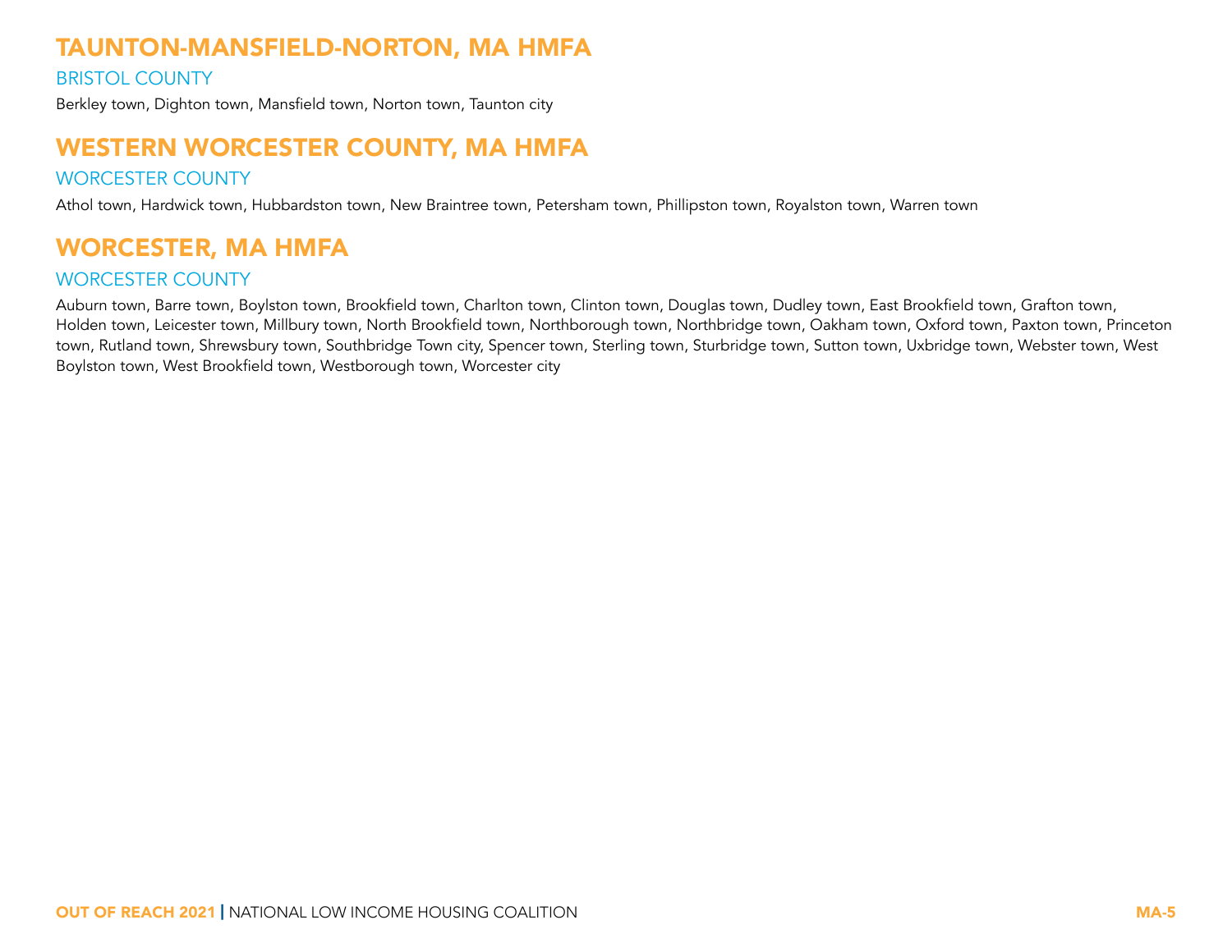## TAUNTON-MANSFIELD-NORTON, MA HMFA

### BRISTOL COUNTY

Berkley town, Dighton town, Mansfield town, Norton town, Taunton city

## WESTERN WORCESTER COUNTY, MA HMFA

### WORCESTER COUNTY

Athol town, Hardwick town, Hubbardston town, New Braintree town, Petersham town, Phillipston town, Royalston town, Warren town

## WORCESTER, MA HMFA

### WORCESTER COUNTY

Auburn town, Barre town, Boylston town, Brookfield town, Charlton town, Clinton town, Douglas town, Dudley town, East Brookfield town, Grafton town, Holden town, Leicester town, Millbury town, North Brookfield town, Northborough town, Northbridge town, Oakham town, Oxford town, Paxton town, Princeton town, Rutland town, Shrewsbury town, Southbridge Town city, Spencer town, Sterling town, Sturbridge town, Sutton town, Uxbridge town, Webster town, West Boylston town, West Brookfield town, Westborough town, Worcester city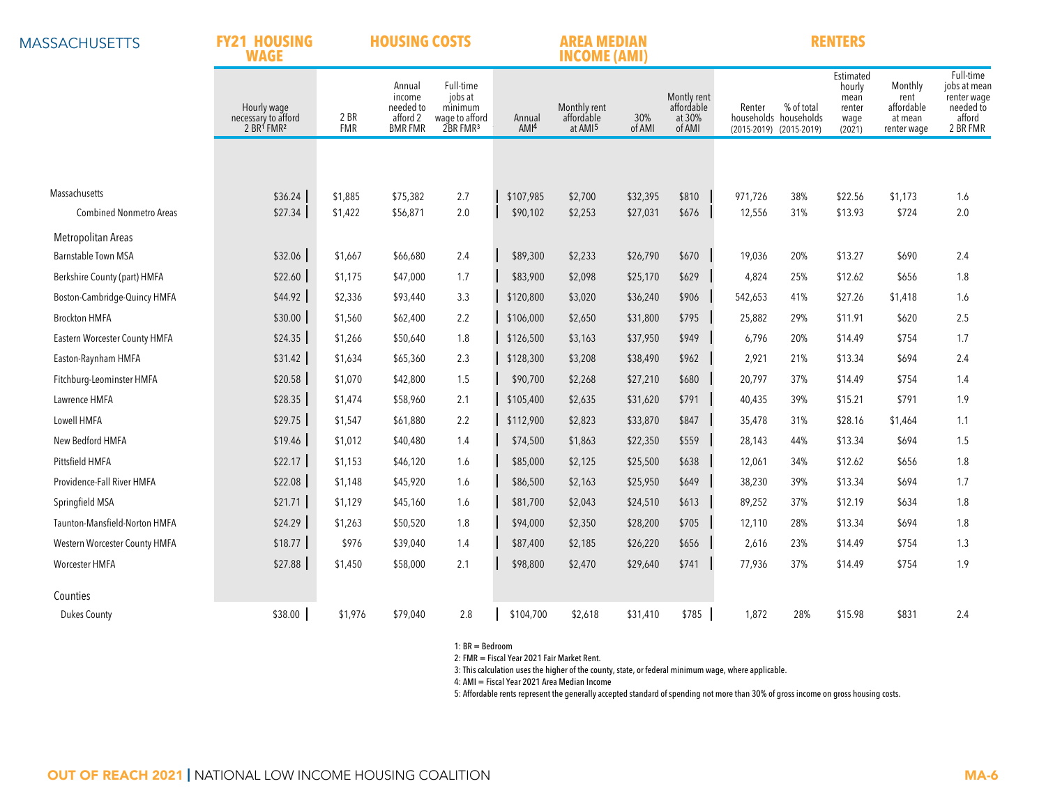## MASSACHUSETTS

| | FY21 HOUSING WAGE | HOUSING COSTS | | | AREA MEDIAN INCOME (AMI) | | | | RENTERS | | | | |
|---|---|---|---|---|---|---|---|---|---|---|---|---|---|
| | Hourly wage necessary to afford 2 BR[1] FMR[2] | 2 BR FMR | Annual income needed to afford 2 BMR FMR | Full-time jobs at minimum wage to afford 2BR FMR[3] | Annual AMI[4] | Monthly rent affordable at AMI[5] | 30% of AMI | Montly rent affordable at 30% of AMI | Renter households (2015-2019) | % of total households (2015-2019) | Estimated hourly mean renter wage (2021) | Monthly rent affordable at mean renter wage | Full-time jobs at mean renter wage needed to afford 2 BR FMR |
| Massachusetts | $36.24 | $1,885 | $75,382 | 2.7 | $107,985 | $2,700 | $32,395 | $810 | 971,726 | 38% | $22.56 | $1,173 | 1.6 |
| Combined Nonmetro Areas | $27.34 | $1,422 | $56,871 | 2.0 | $90,102 | $2,253 | $27,031 | $676 | 12,556 | 31% | $13.93 | $724 | 2.0 |
| **Metropolitan Areas** | | | | | | | | | | | | | |
| Barnstable Town MSA | $32.06 | $1,667 | $66,680 | 2.4 | $89,300 | $2,233 | $26,790 | $670 | 19,036 | 20% | $13.27 | $690 | 2.4 |
| Berkshire County (part) HMFA | $22.60 | $1,175 | $47,000 | 1.7 | $83,900 | $2,098 | $25,170 | $629 | 4,824 | 25% | $12.62 | $656 | 1.8 |
| Boston-Cambridge-Quincy HMFA | $44.92 | $2,336 | $93,440 | 3.3 | $120,800 | $3,020 | $36,240 | $906 | 542,653 | 41% | $27.26 | $1,418 | 1.6 |
| Brockton HMFA | $30.00 | $1,560 | $62,400 | 2.2 | $106,000 | $2,650 | $31,800 | $795 | 25,882 | 29% | $11.91 | $620 | 2.5 |
| Eastern Worcester County HMFA | $24.35 | $1,266 | $50,640 | 1.8 | $126,500 | $3,163 | $37,950 | $949 | 6,796 | 20% | $14.49 | $754 | 1.7 |
| Easton-Raynham HMFA | $31.42 | $1,634 | $65,360 | 2.3 | $128,300 | $3,208 | $38,490 | $962 | 2,921 | 21% | $13.34 | $694 | 2.4 |
| Fitchburg-Leominster HMFA | $20.58 | $1,070 | $42,800 | 1.5 | $90,700 | $2,268 | $27,210 | $680 | 20,797 | 37% | $14.49 | $754 | 1.4 |
| Lawrence HMFA | $28.35 | $1,474 | $58,960 | 2.1 | $105,400 | $2,635 | $31,620 | $791 | 40,435 | 39% | $15.21 | $791 | 1.9 |
| Lowell HMFA | $29.75 | $1,547 | $61,880 | 2.2 | $112,900 | $2,823 | $33,870 | $847 | 35,478 | 31% | $28.16 | $1,464 | 1.1 |
| New Bedford HMFA | $19.46 | $1,012 | $40,480 | 1.4 | $74,500 | $1,863 | $22,350 | $559 | 28,143 | 44% | $13.34 | $694 | 1.5 |
| Pittsfield HMFA | $22.17 | $1,153 | $46,120 | 1.6 | $85,000 | $2,125 | $25,500 | $638 | 12,061 | 34% | $12.62 | $656 | 1.8 |
| Providence-Fall River HMFA | $22.08 | $1,148 | $45,920 | 1.6 | $86,500 | $2,163 | $25,950 | $649 | 38,230 | 39% | $13.34 | $694 | 1.7 |
| Springfield MSA | $21.71 | $1,129 | $45,160 | 1.6 | $81,700 | $2,043 | $24,510 | $613 | 89,252 | 37% | $12.19 | $634 | 1.8 |
| Taunton-Mansfield-Norton HMFA | $24.29 | $1,263 | $50,520 | 1.8 | $94,000 | $2,350 | $28,200 | $705 | 12,110 | 28% | $13.34 | $694 | 1.8 |
| Western Worcester County HMFA | $18.77 | $976 | $39,040 | 1.4 | $87,400 | $2,185 | $26,220 | $656 | 2,616 | 23% | $14.49 | $754 | 1.3 |
| Worcester HMFA | $27.88 | $1,450 | $58,000 | 2.1 | $98,800 | $2,470 | $29,640 | $741 | 77,936 | 37% | $14.49 | $754 | 1.9 |
| **Counties** | | | | | | | | | | | | | |
| Dukes County | $38.00 | $1,976 | $79,040 | 2.8 | $104,700 | $2,618 | $31,410 | $785 | 1,872 | 28% | $15.98 | $831 | 2.4 |

1: BR = Bedroom
2: FMR = Fiscal Year 2021 Fair Market Rent.
3: This calculation uses the higher of the county, state, or federal minimum wage, where applicable.
4: AMI = Fiscal Year 2021 Area Median Income
5: Affordable rents represent the generally accepted standard of spending not more than 30% of gross income on gross housing costs.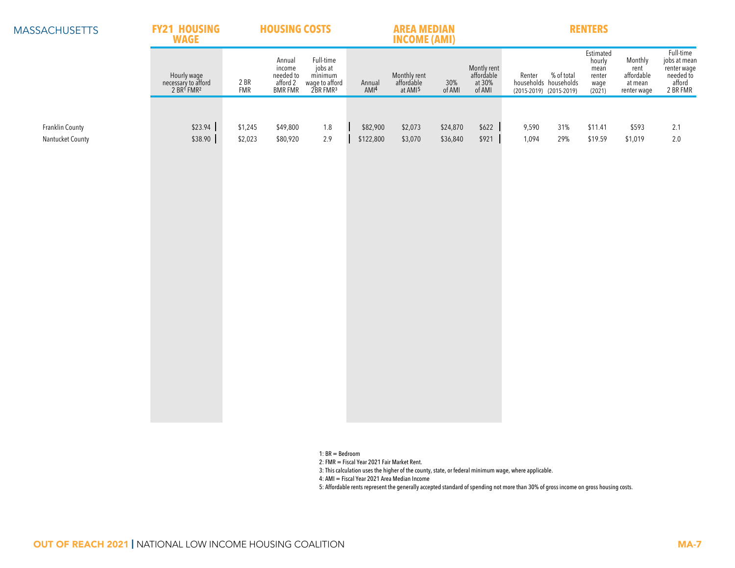## MASSACHUSETTS

| | FY21 HOUSING WAGE | HOUSING COSTS | | | AREA MEDIAN INCOME (AMI) | | | | RENTERS | | | | |
|---|---|---|---|---|---|---|---|---|---|---|---|---|---|
| | Hourly wage necessary to afford 2 BR[1] FMR[2] | 2 BR FMR | Annual income needed to afford 2 BMR FMR | Full-time jobs at minimum wage to afford 2BR FMR[3] | Annual AMI[4] | Monthly rent affordable at AMI[5] | 30% of AMI | Montly rent affordable at 30% of AMI | Renter households (2015-2019) | % of total households (2015-2019) | Estimated hourly mean renter wage (2021) | Monthly rent affordable at mean renter wage | Full-time jobs at mean renter wage needed to afford 2 BR FMR |
| Franklin County | $23.94 | $1,245 | $49,800 | 1.8 | $82,900 | $2,073 | $24,870 | $622 | 9,590 | 31% | $11.41 | $593 | 2.1 |
| Nantucket County | $38.90 | $2,023 | $80,920 | 2.9 | $122,800 | $3,070 | $36,840 | $921 | 1,094 | 29% | $19.59 | $1,019 | 2.0 |

1: BR = Bedroom

2: FMR = Fiscal Year 2021 Fair Market Rent.

3: This calculation uses the higher of the county, state, or federal minimum wage, where applicable.

4: AMI = Fiscal Year 2021 Area Median Income

5: Affordable rents represent the generally accepted standard of spending not more than 30% of gross income on gross housing costs.